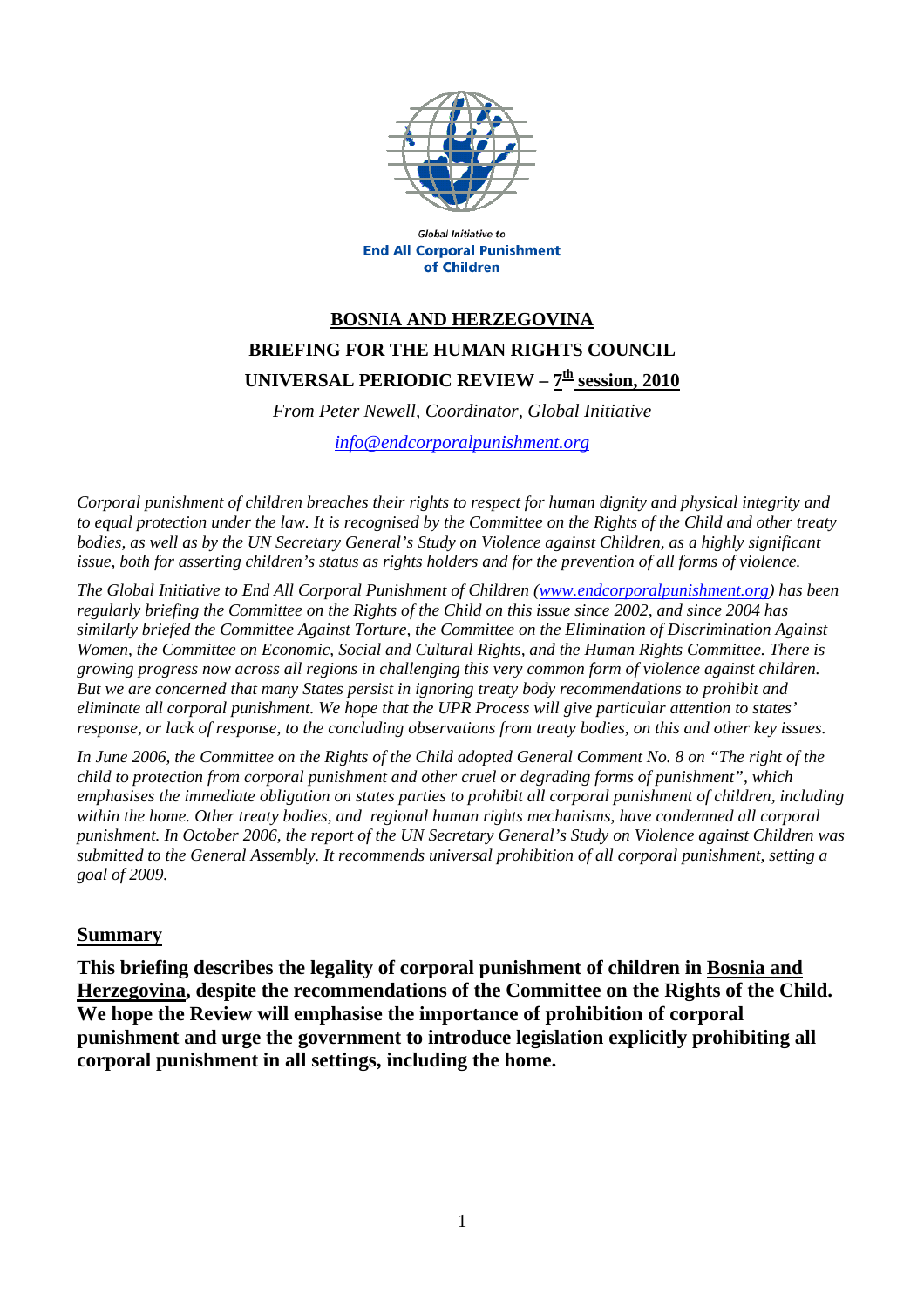Global Initiative to

**End All Corporal Punishment of Children**

# BOSNIA AND HERZEGOVINA

## BRIEFING FOR THE HUMAN RIGHTS COUNCIL

## UNIVERSAL PERIODIC REVIEW – 7th session, 2010

*From Peter Newell, Coordinator, Global Initiative*

*info@endcorporalpunishment.org*

*Corporal punishment of children breaches their rights to respect for human dignity and physical integrity and to equal protection under the law. It is recognised by the Committee on the Rights of the Child and other treaty bodies, as well as by the UN Secretary General's Study on Violence against Children, as a highly significant issue, both for asserting children's status as rights holders and for the prevention of all forms of violence.*

*The Global Initiative to End All Corporal Punishment of Children (www.endcorporalpunishment.org) has been regularly briefing the Committee on the Rights of the Child on this issue since 2002, and since 2004 has similarly briefed the Committee Against Torture, the Committee on the Elimination of Discrimination Against Women, the Committee on Economic, Social and Cultural Rights, and the Human Rights Committee. There is growing progress now across all regions in challenging this very common form of violence against children. But we are concerned that many States persist in ignoring treaty body recommendations to prohibit and eliminate all corporal punishment. We hope that the UPR Process will give particular attention to states' response, or lack of response, to the concluding observations from treaty bodies, on this and other key issues.*

*In June 2006, the Committee on the Rights of the Child adopted General Comment No. 8 on "The right of the child to protection from corporal punishment and other cruel or degrading forms of punishment", which emphasises the immediate obligation on states parties to prohibit all corporal punishment of children, including within the home. Other treaty bodies, and regional human rights mechanisms, have condemned all corporal punishment. In October 2006, the report of the UN Secretary General's Study on Violence against Children was submitted to the General Assembly. It recommends universal prohibition of all corporal punishment, setting a goal of 2009.*

## Summary

**This briefing describes the legality of corporal punishment of children in Bosnia and Herzegovina, despite the recommendations of the Committee on the Rights of the Child. We hope the Review will emphasise the importance of prohibition of corporal punishment and urge the government to introduce legislation explicitly prohibiting all corporal punishment in all settings, including the home.**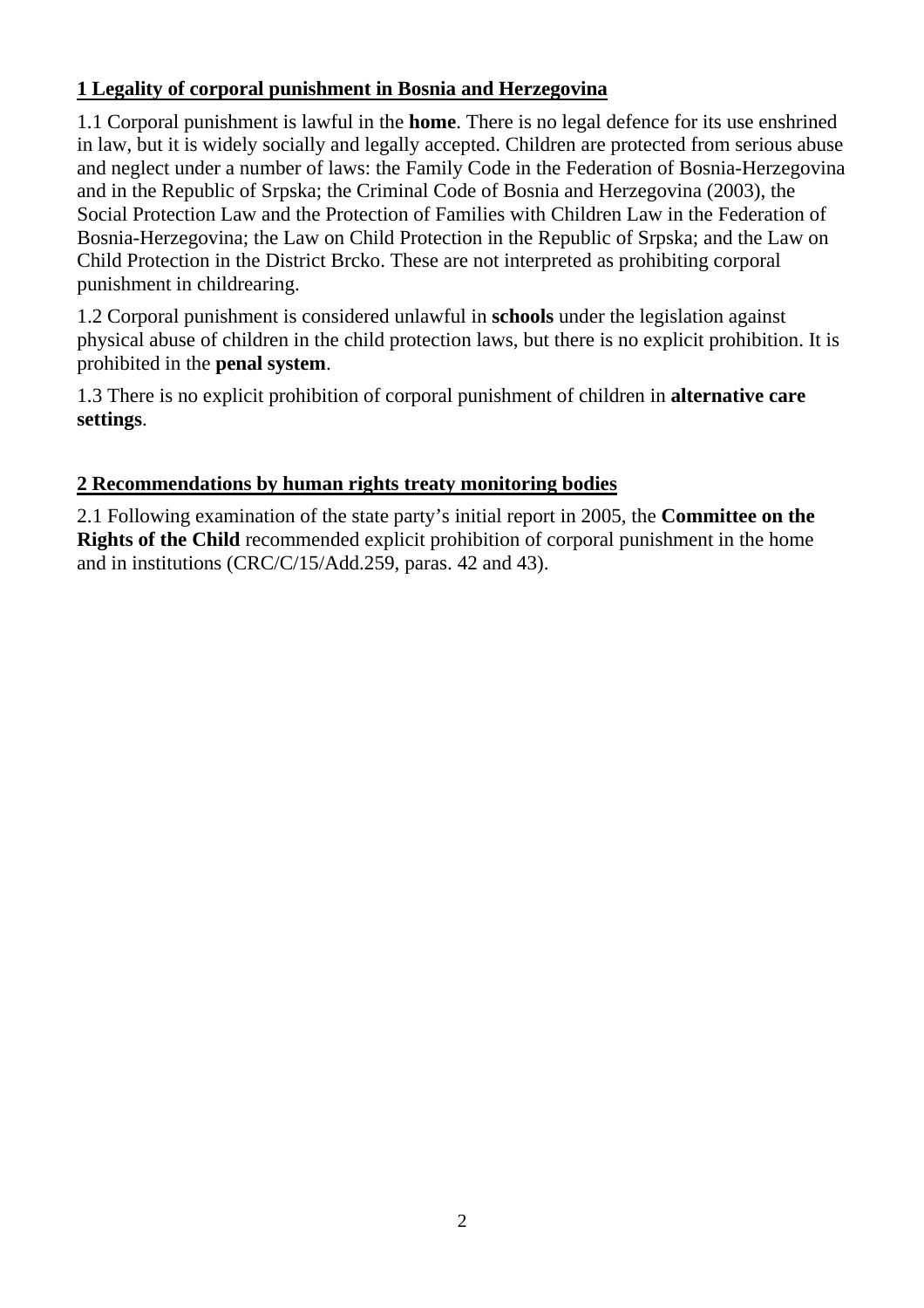## 1 Legality of corporal punishment in Bosnia and Herzegovina

1.1 Corporal punishment is lawful in the **home**. There is no legal defence for its use enshrined in law, but it is widely socially and legally accepted. Children are protected from serious abuse and neglect under a number of laws: the Family Code in the Federation of Bosnia-Herzegovina and in the Republic of Srpska; the Criminal Code of Bosnia and Herzegovina (2003), the Social Protection Law and the Protection of Families with Children Law in the Federation of Bosnia-Herzegovina; the Law on Child Protection in the Republic of Srpska; and the Law on Child Protection in the District Brcko. These are not interpreted as prohibiting corporal punishment in childrearing.

1.2 Corporal punishment is considered unlawful in **schools** under the legislation against physical abuse of children in the child protection laws, but there is no explicit prohibition. It is prohibited in the **penal system**.

1.3 There is no explicit prohibition of corporal punishment of children in **alternative care settings**.

## 2 Recommendations by human rights treaty monitoring bodies

2.1 Following examination of the state party's initial report in 2005, the **Committee on the Rights of the Child** recommended explicit prohibition of corporal punishment in the home and in institutions (CRC/C/15/Add.259, paras. 42 and 43).